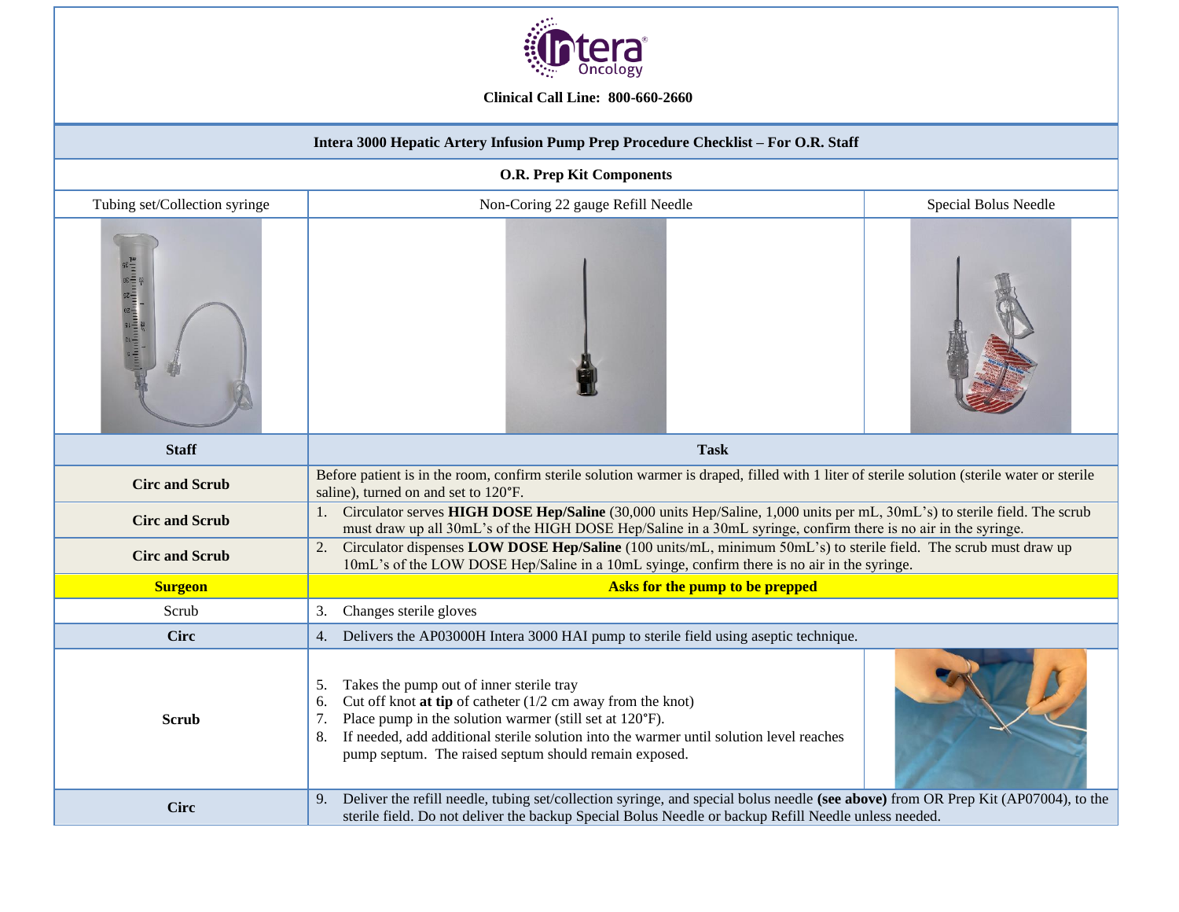**Clinical Call Line: 800-660-2660**

## Intera 3000 Hepatic Artery Infusion Pump Prep Procedure Checklist – For O.R. Staff

### O.R. Prep Kit Components

| Tubing set/Collection syringe | Non-Coring 22 gauge Refill Needle | Special Bolus Needle |
|---|---|---|

| Staff | Task |
|---|---|
| **Circ and Scrub** | Before patient is in the room, confirm sterile solution warmer is draped, filled with 1 liter of sterile solution (sterile water or sterile saline), turned on and set to 120°F. |
| **Circ and Scrub** | 1. Circulator serves **HIGH DOSE Hep/Saline** (30,000 units Hep/Saline, 1,000 units per mL, 30mL's) to sterile field. The scrub must draw up all 30mL's of the HIGH DOSE Hep/Saline in a 30mL syringe, confirm there is no air in the syringe. |
| **Circ and Scrub** | 2. Circulator dispenses **LOW DOSE Hep/Saline** (100 units/mL, minimum 50mL's) to sterile field. The scrub must draw up 10mL's of the LOW DOSE Hep/Saline in a 10mL syinge, confirm there is no air in the syringe. |
| **Surgeon** | **Asks for the pump to be prepped** |
| Scrub | 3. Changes sterile gloves |
| **Circ** | 4. Delivers the AP03000H Intera 3000 HAI pump to sterile field using aseptic technique. |
| **Scrub** | 5. Takes the pump out of inner sterile tray<br>6. Cut off knot **at tip** of catheter (1/2 cm away from the knot)<br>7. Place pump in the solution warmer (still set at 120°F).<br>8. If needed, add additional sterile solution into the warmer until solution level reaches pump septum. The raised septum should remain exposed. |
| **Circ** | 9. Deliver the refill needle, tubing set/collection syringe, and special bolus needle **(see above)** from OR Prep Kit (AP07004), to the sterile field. Do not deliver the backup Special Bolus Needle or backup Refill Needle unless needed. |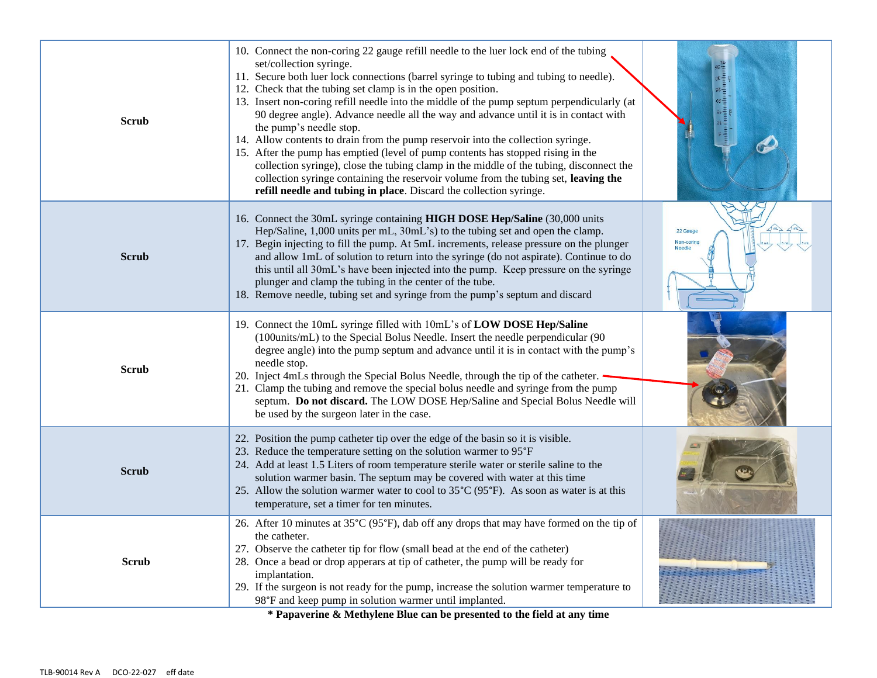| | | |
|---|---|---|
| **Scrub** | 10. Connect the non-coring 22 gauge refill needle to the luer lock end of the tubing set/collection syringe.<br>11. Secure both luer lock connections (barrel syringe to tubing and tubing to needle).<br>12. Check that the tubing set clamp is in the open position.<br>13. Insert non-coring refill needle into the middle of the pump septum perpendicularly (at 90 degree angle). Advance needle all the way and advance until it is in contact with the pump's needle stop.<br>14. Allow contents to drain from the pump reservoir into the collection syringe.<br>15. After the pump has emptied (level of pump contents has stopped rising in the collection syringe), close the tubing clamp in the middle of the tubing, disconnect the collection syringe containing the reservoir volume from the tubing set, **leaving the refill needle and tubing in place**. Discard the collection syringe. | |
| **Scrub** | 16. Connect the 30mL syringe containing **HIGH DOSE Hep/Saline** (30,000 units Hep/Saline, 1,000 units per mL, 30mL's) to the tubing set and open the clamp.<br>17. Begin injecting to fill the pump. At 5mL increments, release pressure on the plunger and allow 1mL of solution to return into the syringe (do not aspirate). Continue to do this until all 30mL's have been injected into the pump. Keep pressure on the syringe plunger and clamp the tubing in the center of the tube.<br>18. Remove needle, tubing set and syringe from the pump's septum and discard | 22 Gauge<br>Non-coring Needle |
| **Scrub** | 19. Connect the 10mL syringe filled with 10mL's of **LOW DOSE Hep/Saline** (100units/mL) to the Special Bolus Needle. Insert the needle perpendicular (90 degree angle) into the pump septum and advance until it is in contact with the pump's needle stop.<br>20. Inject 4mLs through the Special Bolus Needle, through the tip of the catheter.<br>21. Clamp the tubing and remove the special bolus needle and syringe from the pump septum. **Do not discard.** The LOW DOSE Hep/Saline and Special Bolus Needle will be used by the surgeon later in the case. | |
| **Scrub** | 22. Position the pump catheter tip over the edge of the basin so it is visible.<br>23. Reduce the temperature setting on the solution warmer to 95°F<br>24. Add at least 1.5 Liters of room temperature sterile water or sterile saline to the solution warmer basin. The septum may be covered with water at this time<br>25. Allow the solution warmer water to cool to 35°C (95°F). As soon as water is at this temperature, set a timer for ten minutes. | |
| **Scrub** | 26. After 10 minutes at 35°C (95°F), dab off any drops that may have formed on the tip of the catheter.<br>27. Observe the catheter tip for flow (small bead at the end of the catheter)<br>28. Once a bead or drop apperars at tip of catheter, the pump will be ready for implantation.<br>29. If the surgeon is not ready for the pump, increase the solution warmer temperature to 98°F and keep pump in solution warmer until implanted. | |

**\* Papaverine & Methylene Blue can be presented to the field at any time**

TLB-90014 Rev A DCO-22-027 eff date